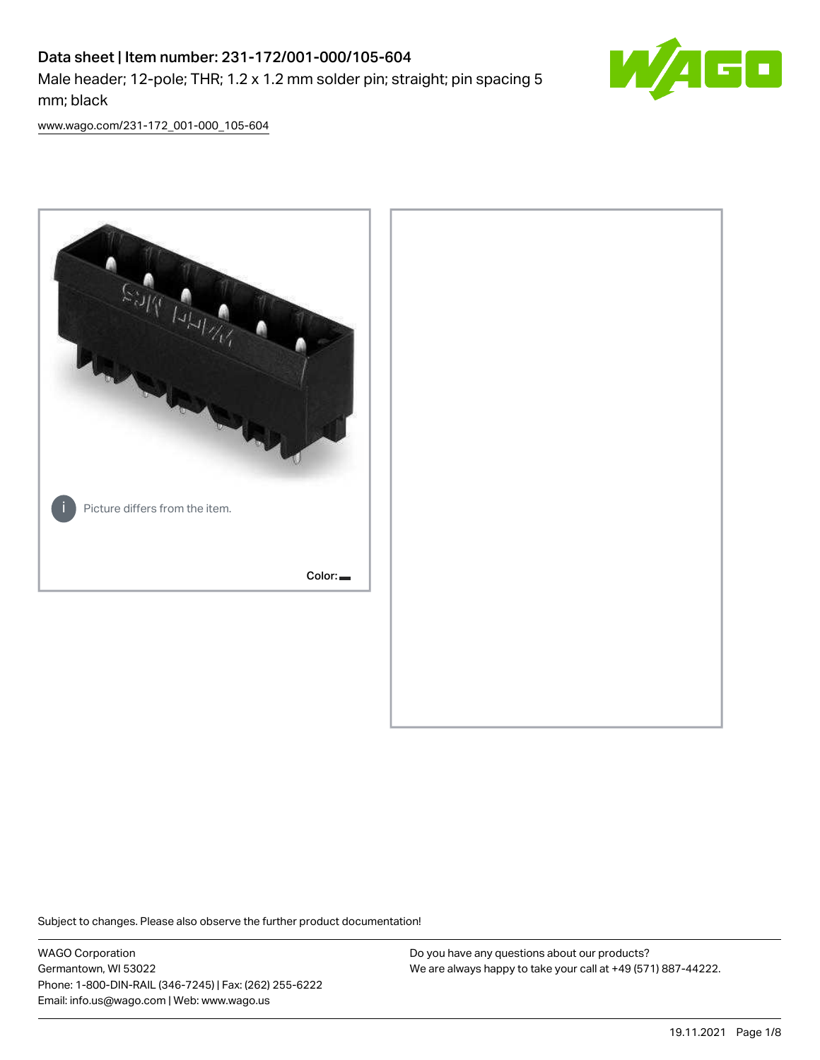# Data sheet | Item number: 231-172/001-000/105-604

Male header; 12-pole; THR; 1.2 x 1.2 mm solder pin; straight; pin spacing 5 mm; black

www.wago.com/231-172_001-000_105-604

Picture differs from the item.

Color:

Subject to changes. Please also observe the further product documentation!

WAGO Corporation
Germantown, WI 53022
Phone: 1-800-DIN-RAIL (346-7245) | Fax: (262) 255-6222
Email: info.us@wago.com | Web: www.wago.us

Do you have any questions about our products?
We are always happy to take your call at +49 (571) 887-44222.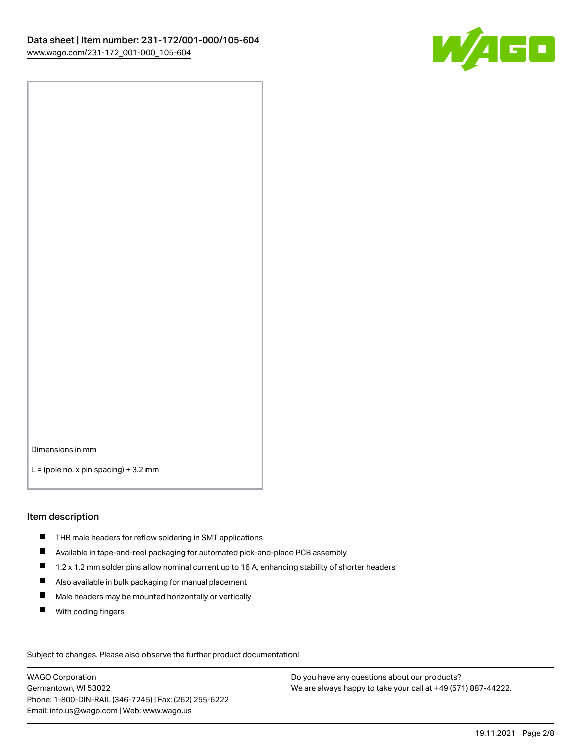Dimensions in mm

L = (pole no. x pin spacing) + 3.2 mm

## Item description

- THR male headers for reflow soldering in SMT applications
- Available in tape-and-reel packaging for automated pick-and-place PCB assembly
- 1.2 x 1.2 mm solder pins allow nominal current up to 16 A, enhancing stability of shorter headers
- Also available in bulk packaging for manual placement
- Male headers may be mounted horizontally or vertically
- With coding fingers

Subject to changes. Please also observe the further product documentation!

WAGO Corporation
Germantown, WI 53022
Phone: 1-800-DIN-RAIL (346-7245) | Fax: (262) 255-6222
Email: info.us@wago.com | Web: www.wago.us

Do you have any questions about our products?
We are always happy to take your call at +49 (571) 887-44222.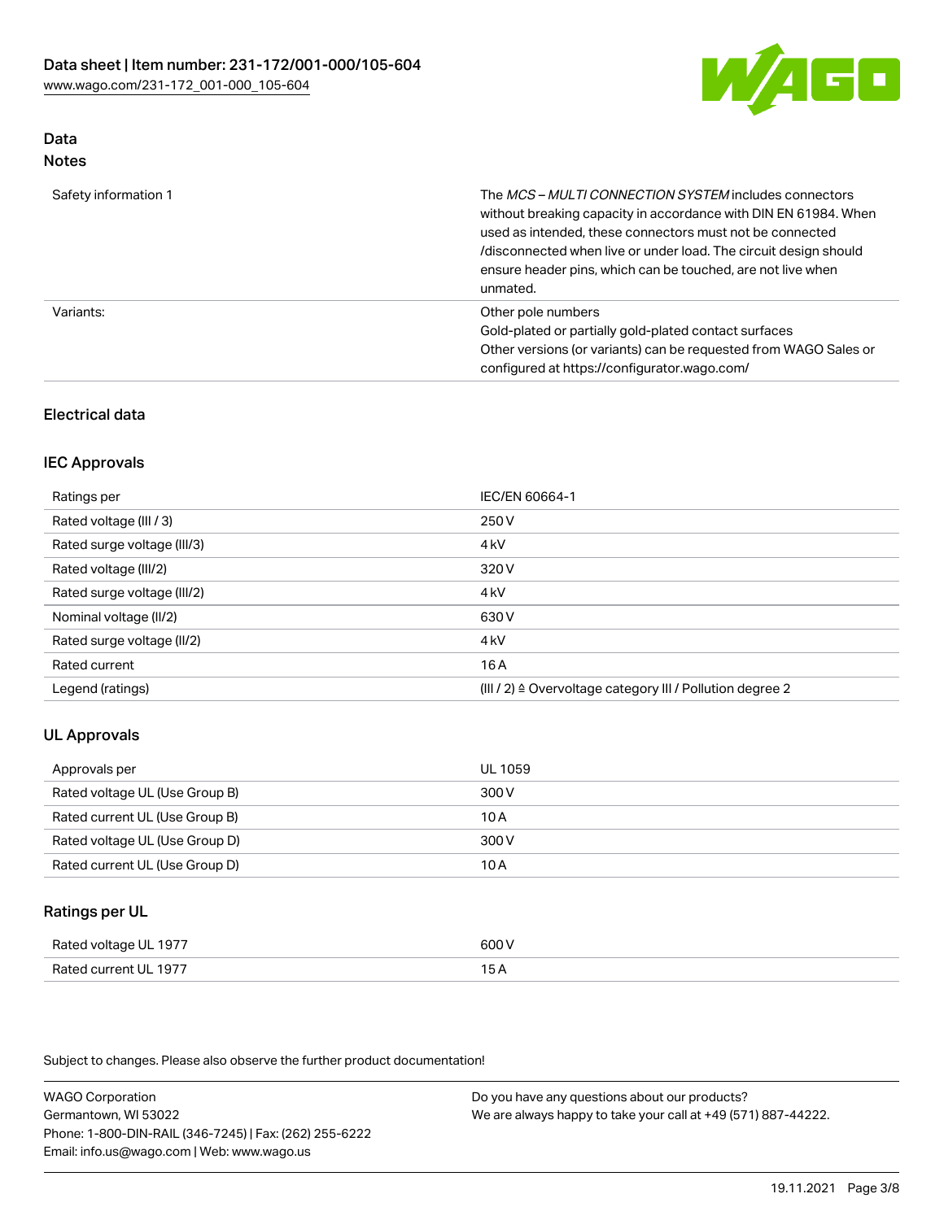## Data
### Notes

| | |
|---|---|
| Safety information 1 | The *MCS – MULTI CONNECTION SYSTEM* includes connectors without breaking capacity in accordance with DIN EN 61984. When used as intended, these connectors must not be connected /disconnected when live or under load. The circuit design should ensure header pins, which can be touched, are not live when unmated. |
| Variants: | Other pole numbers<br>Gold-plated or partially gold-plated contact surfaces<br>Other versions (or variants) can be requested from WAGO Sales or configured at https://configurator.wago.com/ |

## Electrical data

### IEC Approvals

| | |
|---|---|
| Ratings per | IEC/EN 60664-1 |
| Rated voltage (III / 3) | 250 V |
| Rated surge voltage (III/3) | 4 kV |
| Rated voltage (III/2) | 320 V |
| Rated surge voltage (III/2) | 4 kV |
| Nominal voltage (II/2) | 630 V |
| Rated surge voltage (II/2) | 4 kV |
| Rated current | 16 A |
| Legend (ratings) | (III / 2) ≙ Overvoltage category III / Pollution degree 2 |

### UL Approvals

| | |
|---|---|
| Approvals per | UL 1059 |
| Rated voltage UL (Use Group B) | 300 V |
| Rated current UL (Use Group B) | 10 A |
| Rated voltage UL (Use Group D) | 300 V |
| Rated current UL (Use Group D) | 10 A |

### Ratings per UL

| | |
|---|---|
| Rated voltage UL 1977 | 600 V |
| Rated current UL 1977 | 15 A |

Subject to changes. Please also observe the further product documentation!

WAGO Corporation
Germantown, WI 53022
Phone: 1-800-DIN-RAIL (346-7245) | Fax: (262) 255-6222
Email: info.us@wago.com | Web: www.wago.us

Do you have any questions about our products?
We are always happy to take your call at +49 (571) 887-44222.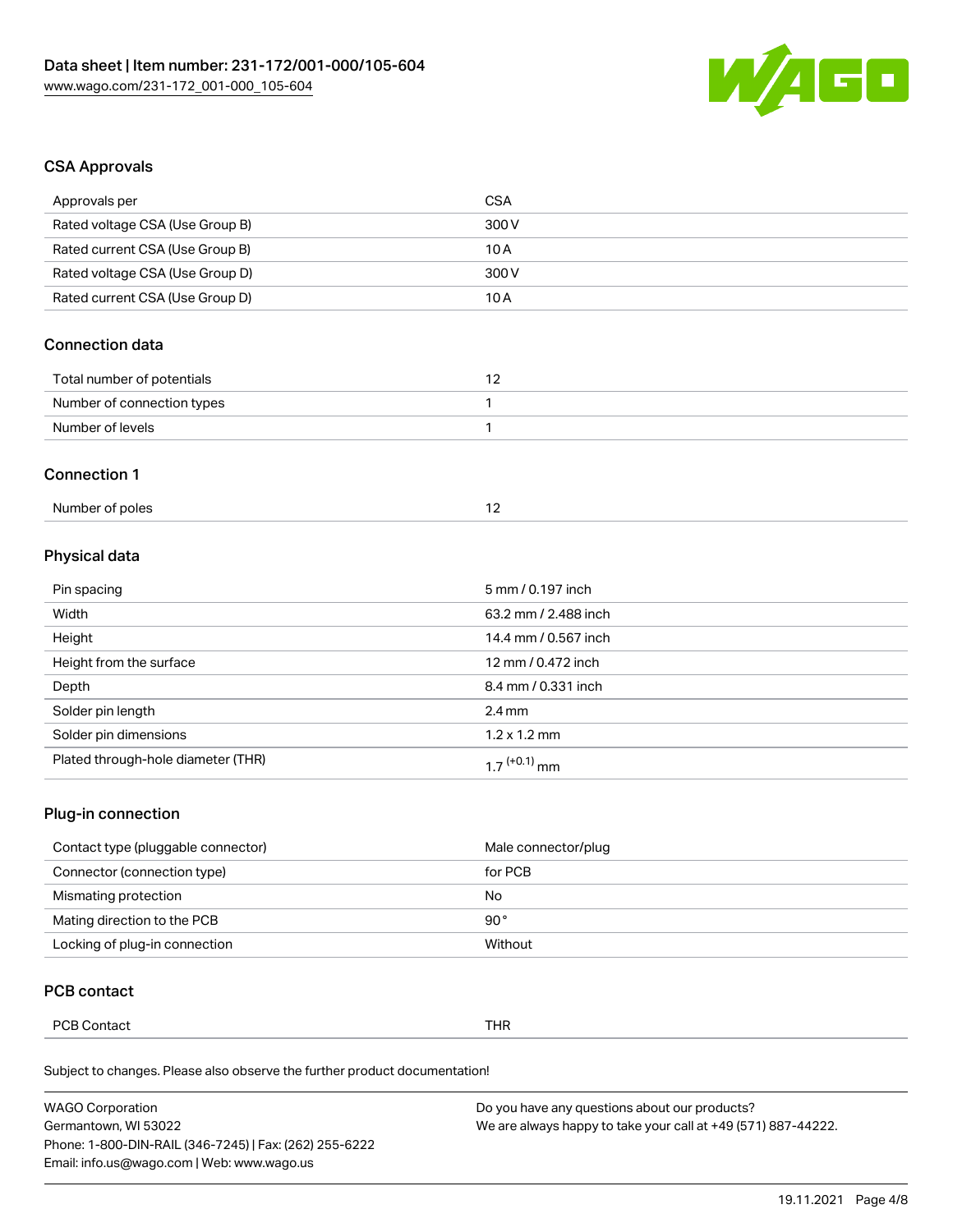## CSA Approvals

| Approvals per | CSA |
|---|---|
| Rated voltage CSA (Use Group B) | 300 V |
| Rated current CSA (Use Group B) | 10 A |
| Rated voltage CSA (Use Group D) | 300 V |
| Rated current CSA (Use Group D) | 10 A |

## Connection data

| Total number of potentials | 12 |
|---|---|
| Number of connection types | 1 |
| Number of levels | 1 |

## Connection 1

| Number of poles | 12 |
|---|---|

## Physical data

| Pin spacing | 5 mm / 0.197 inch |
|---|---|
| Width | 63.2 mm / 2.488 inch |
| Height | 14.4 mm / 0.567 inch |
| Height from the surface | 12 mm / 0.472 inch |
| Depth | 8.4 mm / 0.331 inch |
| Solder pin length | 2.4 mm |
| Solder pin dimensions | 1.2 x 1.2 mm |
| Plated through-hole diameter (THR) | $1.7^{(+0.1)}$ mm |

## Plug-in connection

| Contact type (pluggable connector) | Male connector/plug |
|---|---|
| Connector (connection type) | for PCB |
| Mismating protection | No |
| Mating direction to the PCB | 90 ° |
| Locking of plug-in connection | Without |

## PCB contact

| PCB Contact | THR |
|---|---|

Subject to changes. Please also observe the further product documentation!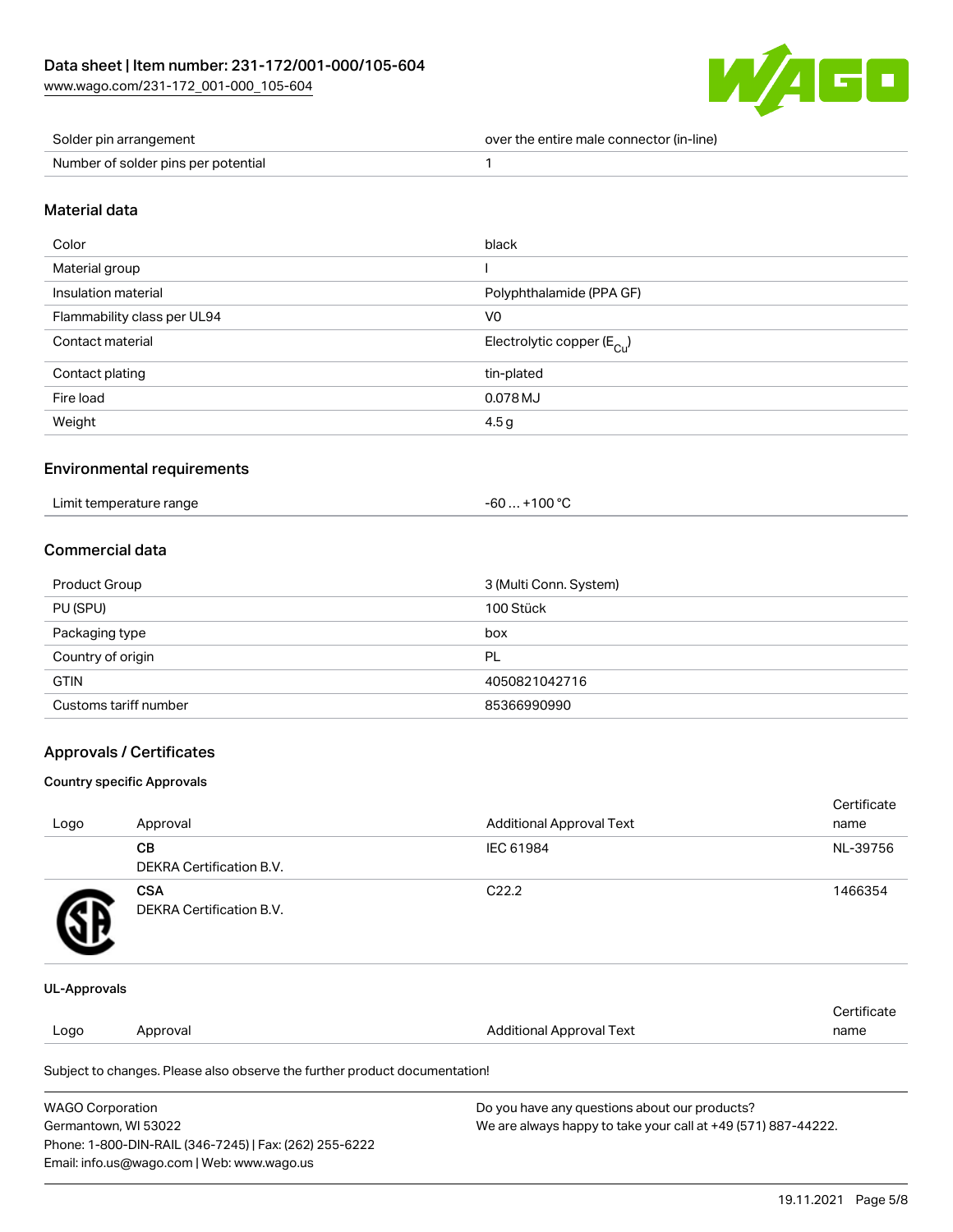| | |
|---|---|
| Solder pin arrangement | over the entire male connector (in-line) |
| Number of solder pins per potential | 1 |

## Material data

| | |
|---|---|
| Color | black |
| Material group | I |
| Insulation material | Polyphthalamide (PPA GF) |
| Flammability class per UL94 | V0 |
| Contact material | Electrolytic copper ($E_{Cu}$) |
| Contact plating | tin-plated |
| Fire load | 0.078 MJ |
| Weight | 4.5 g |

## Environmental requirements

| | |
|---|---|
| Limit temperature range | -60 … +100 °C |

## Commercial data

| | |
|---|---|
| Product Group | 3 (Multi Conn. System) |
| PU (SPU) | 100 Stück |
| Packaging type | box |
| Country of origin | PL |
| GTIN | 4050821042716 |
| Customs tariff number | 85366990990 |

## Approvals / Certificates

### Country specific Approvals

| Logo | Approval | Additional Approval Text | Certificate name |
|---|---|---|---|
| | **CB** DEKRA Certification B.V. | IEC 61984 | NL-39756 |
| | **CSA** DEKRA Certification B.V. | C22.2 | 1466354 |

### UL-Approvals

| Logo | Approval | Additional Approval Text | Certificate name |
|---|---|---|---|

Subject to changes. Please also observe the further product documentation!

WAGO Corporation
Germantown, WI 53022
Phone: 1-800-DIN-RAIL (346-7245) | Fax: (262) 255-6222
Email: info.us@wago.com | Web: www.wago.us

Do you have any questions about our products?
We are always happy to take your call at +49 (571) 887-44222.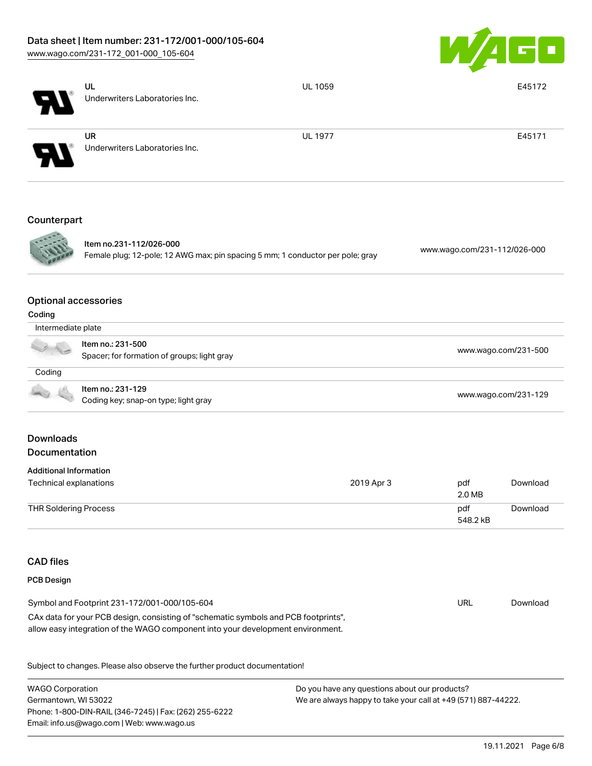| | | | |
|---|---|---|---|
| | UL<br>Underwriters Laboratories Inc. | UL 1059 | E45172 |
| | UR<br>Underwriters Laboratories Inc. | UL 1977 | E45171 |

## Counterpart

| | |
|---|---|
| Item no.231-112/026-000<br>Female plug; 12-pole; 12 AWG max; pin spacing 5 mm; 1 conductor per pole; gray | www.wago.com/231-112/026-000 |

## Optional accessories

### Coding

| Intermediate plate | |
|---|---|
| Item no.: 231-500<br>Spacer; for formation of groups; light gray | www.wago.com/231-500 |

| Coding | |
|---|---|
| Item no.: 231-129<br>Coding key; snap-on type; light gray | www.wago.com/231-129 |

## Downloads

## Documentation

### Additional Information

| | | | |
|---|---|---|---|
| Technical explanations | 2019 Apr 3 | pdf<br>2.0 MB | Download |
| THR Soldering Process | | pdf<br>548.2 kB | Download |

## CAD files

### PCB Design

| | | |
|---|---|---|
| Symbol and Footprint 231-172/001-000/105-604<br>CAx data for your PCB design, consisting of "schematic symbols and PCB footprints", allow easy integration of the WAGO component into your development environment. | URL | Download |

Subject to changes. Please also observe the further product documentation!

WAGO Corporation
Germantown, WI 53022
Phone: 1-800-DIN-RAIL (346-7245) | Fax: (262) 255-6222
Email: info.us@wago.com | Web: www.wago.us

Do you have any questions about our products?
We are always happy to take your call at +49 (571) 887-44222.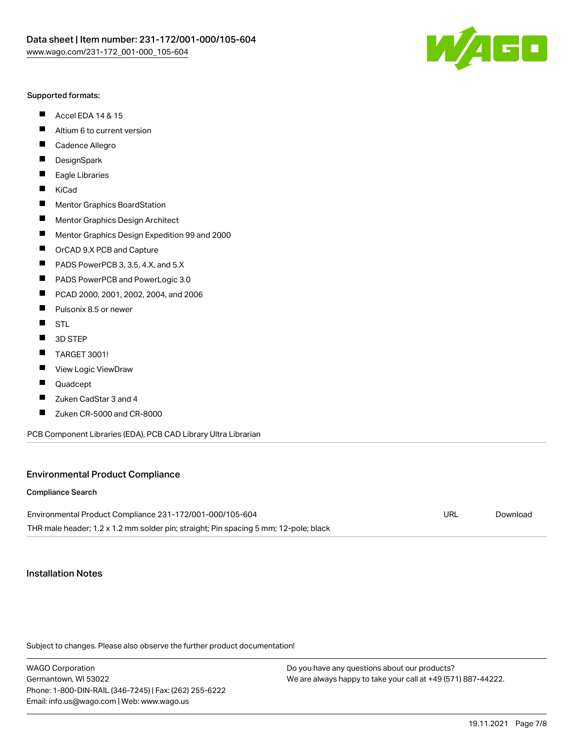Supported formats:

- Accel EDA 14 & 15
- Altium 6 to current version
- Cadence Allegro
- DesignSpark
- Eagle Libraries
- KiCad
- Mentor Graphics BoardStation
- Mentor Graphics Design Architect
- Mentor Graphics Design Expedition 99 and 2000
- OrCAD 9.X PCB and Capture
- PADS PowerPCB 3, 3.5, 4.X, and 5.X
- PADS PowerPCB and PowerLogic 3.0
- PCAD 2000, 2001, 2002, 2004, and 2006
- Pulsonix 8.5 or newer
- STL
- 3D STEP
- TARGET 3001!
- View Logic ViewDraw
- Quadcept
- Zuken CadStar 3 and 4
- Zuken CR-5000 and CR-8000

PCB Component Libraries (EDA), PCB CAD Library Ultra Librarian

## Environmental Product Compliance

### Compliance Search

| | | |
|---|---|---|
| Environmental Product Compliance 231-172/001-000/105-604<br>THR male header; 1.2 x 1.2 mm solder pin; straight; Pin spacing 5 mm; 12-pole; black | URL | Download |

## Installation Notes

Subject to changes. Please also observe the further product documentation!

WAGO Corporation
Germantown, WI 53022
Phone: 1-800-DIN-RAIL (346-7245) | Fax: (262) 255-6222
Email: info.us@wago.com | Web: www.wago.us

Do you have any questions about our products?
We are always happy to take your call at +49 (571) 887-44222.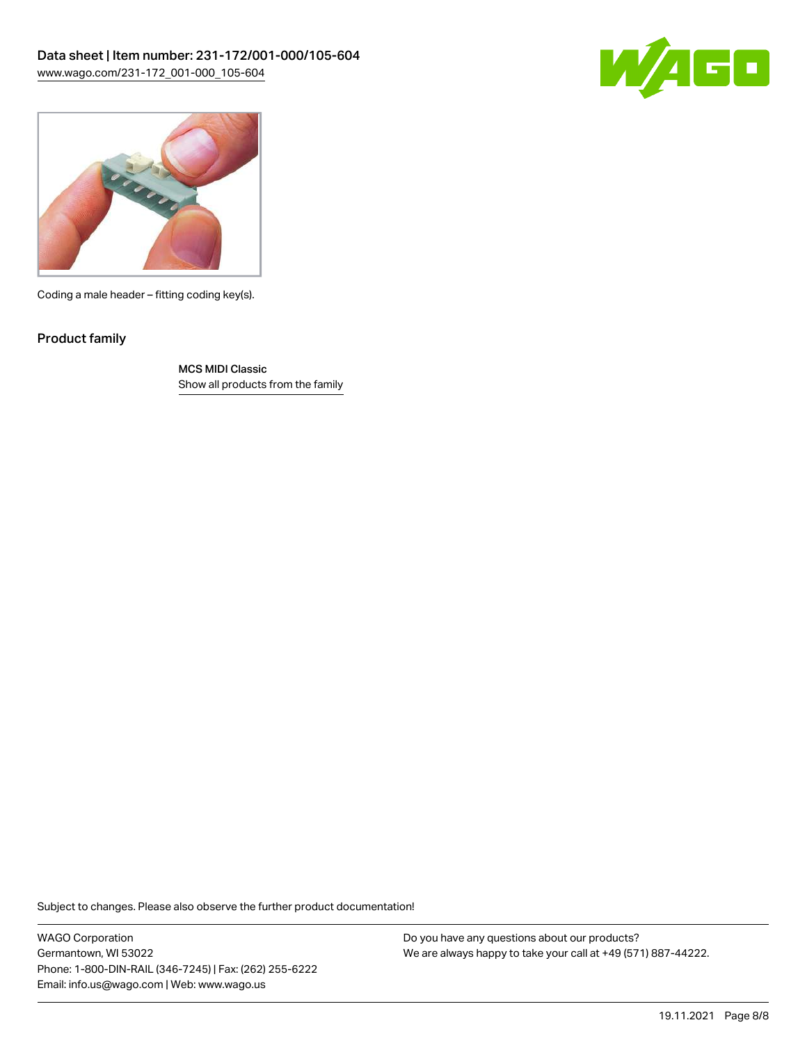Coding a male header – fitting coding key(s).

## Product family

MCS MIDI Classic
Show all products from the family

Subject to changes. Please also observe the further product documentation!

WAGO Corporation
Germantown, WI 53022
Phone: 1-800-DIN-RAIL (346-7245) | Fax: (262) 255-6222
Email: info.us@wago.com | Web: www.wago.us

Do you have any questions about our products?
We are always happy to take your call at +49 (571) 887-44222.